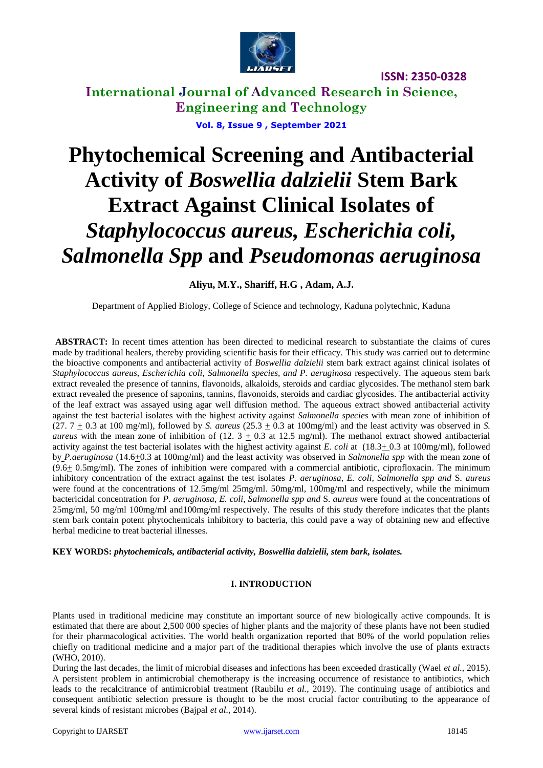# Phytochemical Screening and Antibacterial Activity of *Boswellia dalzielii* Stem Bark Extract Against Clinical Isolates of *Staphylococcus aureus, Escherichia coli, Salmonella Spp* and *Pseudomonas aeruginosa*

**Aliyu, M.Y., Shariff, H.G , Adam, A.J.**

Department of Applied Biology, College of Science and technology, Kaduna polytechnic, Kaduna

**ABSTRACT:** In recent times attention has been directed to medicinal research to substantiate the claims of cures made by traditional healers, thereby providing scientific basis for their efficacy. This study was carried out to determine the bioactive components and antibacterial activity of *Boswellia dalzielii* stem bark extract against clinical isolates of *Staphylococcus aureus*, *Escherichia coli*, *Salmonella species, and P. aeruginosa* respectively. The aqueous stem bark extract revealed the presence of tannins, flavonoids, alkaloids, steroids and cardiac glycosides. The methanol stem bark extract revealed the presence of saponins, tannins, flavonoids, steroids and cardiac glycosides. The antibacterial activity of the leaf extract was assayed using agar well diffusion method. The aqueous extract showed antibacterial activity against the test bacterial isolates with the highest activity against *Salmonella species* with mean zone of inhibition of (27. 7 $\pm$ 0.3 at 100 mg/ml), followed by *S. aureus* (25.3 $\pm$ 0.3 at 100mg/ml) and the least activity was observed in *S. aureus* with the mean zone of inhibition of (12. 3 $\pm$ 0.3 at 12.5 mg/ml). The methanol extract showed antibacterial activity against the test bacterial isolates with the highest activity against *E. coli* at (18.3$\pm$ 0.3 at 100mg/ml), followed by *P.aeruginosa* (14.6$\pm$0.3 at 100mg/ml) and the least activity was observed in *Salmonella spp* with the mean zone of (9.6$\pm$ 0.5mg/ml). The zones of inhibition were compared with a commercial antibiotic, ciprofloxacin. The minimum inhibitory concentration of the extract against the test isolates *P. aeruginosa*, *E. coli*, *Salmonella spp and* S. *aureus* were found at the concentrations of 12.5mg/ml 25mg/ml. 50mg/ml, 100mg/ml and respectively, while the minimum bactericidal concentration for *P. aeruginosa*, *E. coli*, *Salmonella spp and* S. *aureus* were found at the concentrations of 25mg/ml, 50 mg/ml 100mg/ml and100mg/ml respectively. The results of this study therefore indicates that the plants stem bark contain potent phytochemicals inhibitory to bacteria, this could pave a way of obtaining new and effective herbal medicine to treat bacterial illnesses.

**KEY WORDS:** ***phytochemicals, antibacterial activity, Boswellia dalzielii, stem bark, isolates.***

## I. INTRODUCTION

Plants used in traditional medicine may constitute an important source of new biologically active compounds. It is estimated that there are about 2,500 000 species of higher plants and the majority of these plants have not been studied for their pharmacological activities. The world health organization reported that 80% of the world population relies chiefly on traditional medicine and a major part of the traditional therapies which involve the use of plants extracts (WHO, 2010).

During the last decades, the limit of microbial diseases and infections has been exceeded drastically (Wael *et al.,* 2015). A persistent problem in antimicrobial chemotherapy is the increasing occurrence of resistance to antibiotics, which leads to the recalcitrance of antimicrobial treatment (Raubilu *et al.,* 2019). The continuing usage of antibiotics and consequent antibiotic selection pressure is thought to be the most crucial factor contributing to the appearance of several kinds of resistant microbes (Bajpal *et al.,* 2014).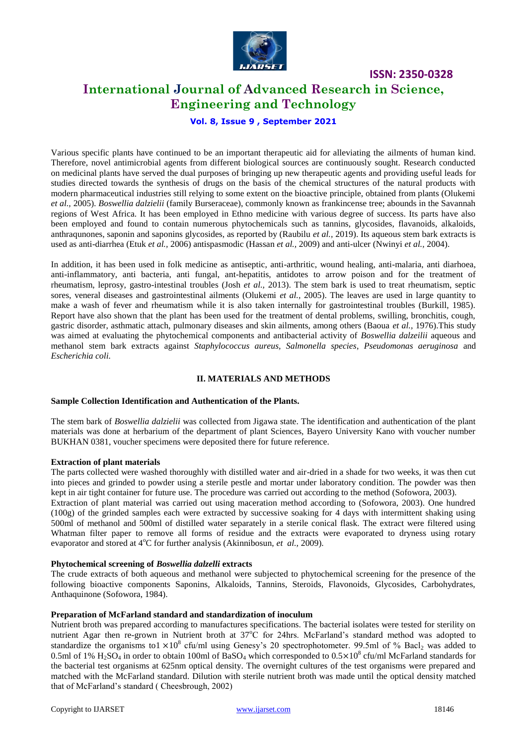Various specific plants have continued to be an important therapeutic aid for alleviating the ailments of human kind. Therefore, novel antimicrobial agents from different biological sources are continuously sought. Research conducted on medicinal plants have served the dual purposes of bringing up new therapeutic agents and providing useful leads for studies directed towards the synthesis of drugs on the basis of the chemical structures of the natural products with modern pharmaceutical industries still relying to some extent on the bioactive principle, obtained from plants (Olukemi *et al.,* 2005). *Boswellia dalzielii* (family Burseraceae), commonly known as frankincense tree; abounds in the Savannah regions of West Africa. It has been employed in Ethno medicine with various degree of success. Its parts have also been employed and found to contain numerous phytochemicals such as tannins, glycosides, flavanoids, alkaloids, anthraqunones, saponin and saponins glycosides, as reported by (Raubilu *et al.,* 2019). Its aqueous stem bark extracts is used as anti-diarrhea (Etuk *et al.,* 2006) antispasmodic (Hassan *et al.,* 2009) and anti-ulcer (Nwinyi *et al.,* 2004).

In addition, it has been used in folk medicine as antiseptic, anti-arthritic, wound healing, anti-malaria, anti diarhoea, anti-inflammatory, anti bacteria, anti fungal, ant-hepatitis, antidotes to arrow poison and for the treatment of rheumatism, leprosy, gastro-intestinal troubles (Josh *et al.,* 2013). The stem bark is used to treat rheumatism, septic sores, veneral diseases and gastrointestinal ailments (Olukemi *et al.,* 2005). The leaves are used in large quantity to make a wash of fever and rheumatism while it is also taken internally for gastrointestinal troubles (Burkill, 1985). Report have also shown that the plant has been used for the treatment of dental problems, swilling, bronchitis, cough, gastric disorder, asthmatic attach, pulmonary diseases and skin ailments, among others (Baoua *et al.,* 1976).This study was aimed at evaluating the phytochemical components and antibacterial activity of *Boswellia dalzeilii* aqueous and methanol stem bark extracts against *Staphylococcus aureus, Salmonella species*, *Pseudomonas aeruginosa* and *Escherichia coli.*

## II. MATERIALS AND METHODS

**Sample Collection Identification and Authentication of the Plants.**

The stem bark of *Boswellia dalzielii* was collected from Jigawa state. The identification and authentication of the plant materials was done at herbarium of the department of plant Sciences, Bayero University Kano with voucher number BUKHAN 0381, voucher specimens were deposited there for future reference.

**Extraction of plant materials**

The parts collected were washed thoroughly with distilled water and air-dried in a shade for two weeks, it was then cut into pieces and grinded to powder using a sterile pestle and mortar under laboratory condition. The powder was then kept in air tight container for future use. The procedure was carried out according to the method (Sofowora, 2003).

Extraction of plant material was carried out using maceration method according to (Sofowora, 2003). One hundred (100g) of the grinded samples each were extracted by successive soaking for 4 days with intermittent shaking using 500ml of methanol and 500ml of distilled water separately in a sterile conical flask. The extract were filtered using Whatman filter paper to remove all forms of residue and the extracts were evaporated to dryness using rotary evaporator and stored at 4$^{o}$C for further analysis (Akinnibosun, *et al.,* 2009).

**Phytochemical screening of *Boswellia dalzelli* extracts**

The crude extracts of both aqueous and methanol were subjected to phytochemical screening for the presence of the following bioactive components Saponins, Alkaloids, Tannins, Steroids, Flavonoids, Glycosides, Carbohydrates, Anthaquinone (Sofowora, 1984).

**Preparation of McFarland standard and standardization of inoculum**

Nutrient broth was prepared according to manufactures specifications. The bacterial isolates were tested for sterility on nutrient Agar then re-grown in Nutrient broth at 37$^{o}$C for 24hrs. McFarland's standard method was adopted to standardize the organisms to$1 \times 10^8$ cfu/ml using Genesy's 20 spectrophotometer. 99.5ml of % $Bacl_2$ was added to 0.5ml of 1% $H_2SO_4$ in order to obtain 100ml of $BaSO_4$ which corresponded to $0.5\times10^8$ cfu/ml McFarland standards for the bacterial test organisms at 625nm optical density. The overnight cultures of the test organisms were prepared and matched with the McFarland standard. Dilution with sterile nutrient broth was made until the optical density matched that of McFarland's standard ( Cheesbrough, 2002)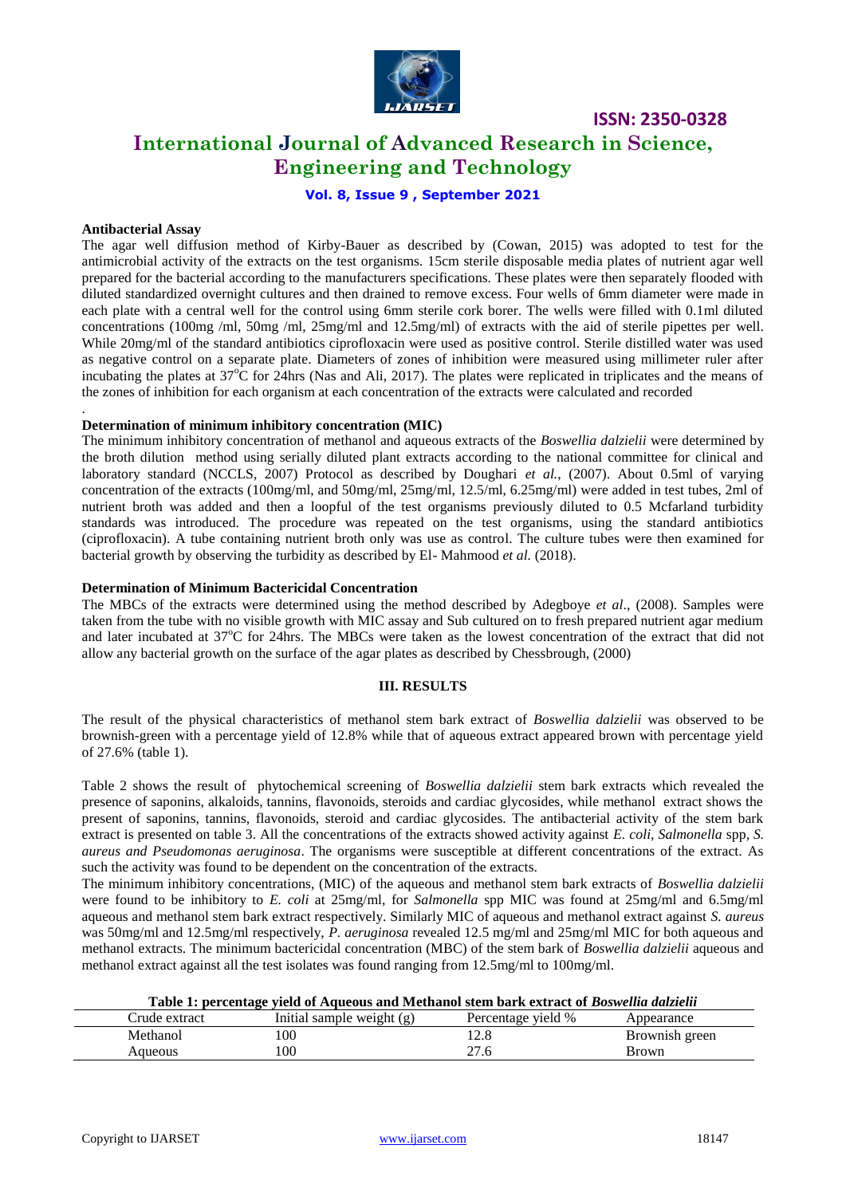**Antibacterial Assay**

The agar well diffusion method of Kirby-Bauer as described by (Cowan, 2015) was adopted to test for the antimicrobial activity of the extracts on the test organisms. 15cm sterile disposable media plates of nutrient agar well prepared for the bacterial according to the manufacturers specifications. These plates were then separately flooded with diluted standardized overnight cultures and then drained to remove excess. Four wells of 6mm diameter were made in each plate with a central well for the control using 6mm sterile cork borer. The wells were filled with 0.1ml diluted concentrations (100mg /ml, 50mg /ml, 25mg/ml and 12.5mg/ml) of extracts with the aid of sterile pipettes per well. While 20mg/ml of the standard antibiotics ciprofloxacin were used as positive control. Sterile distilled water was used as negative control on a separate plate. Diameters of zones of inhibition were measured using millimeter ruler after incubating the plates at 37°C for 24hrs (Nas and Ali, 2017). The plates were replicated in triplicates and the means of the zones of inhibition for each organism at each concentration of the extracts were calculated and recorded

.

**Determination of minimum inhibitory concentration (MIC)**

The minimum inhibitory concentration of methanol and aqueous extracts of the *Boswellia dalzielii* were determined by the broth dilution method using serially diluted plant extracts according to the national committee for clinical and laboratory standard (NCCLS, 2007) Protocol as described by Doughari *et al.,* (2007). About 0.5ml of varying concentration of the extracts (100mg/ml, and 50mg/ml, 25mg/ml, 12.5/ml, 6.25mg/ml) were added in test tubes, 2ml of nutrient broth was added and then a loopful of the test organisms previously diluted to 0.5 Mcfarland turbidity standards was introduced. The procedure was repeated on the test organisms, using the standard antibiotics (ciprofloxacin). A tube containing nutrient broth only was use as control. The culture tubes were then examined for bacterial growth by observing the turbidity as described by El- Mahmood *et al.* (2018).

**Determination of Minimum Bactericidal Concentration**

The MBCs of the extracts were determined using the method described by Adegboye *et al*., (2008). Samples were taken from the tube with no visible growth with MIC assay and Sub cultured on to fresh prepared nutrient agar medium and later incubated at 37°C for 24hrs. The MBCs were taken as the lowest concentration of the extract that did not allow any bacterial growth on the surface of the agar plates as described by Chessbrough, (2000)

## III. RESULTS

The result of the physical characteristics of methanol stem bark extract of *Boswellia dalzielii* was observed to be brownish-green with a percentage yield of 12.8% while that of aqueous extract appeared brown with percentage yield of 27.6% (table 1).

Table 2 shows the result of phytochemical screening of *Boswellia dalzielii* stem bark extracts which revealed the presence of saponins, alkaloids, tannins, flavonoids, steroids and cardiac glycosides, while methanol extract shows the present of saponins, tannins, flavonoids, steroid and cardiac glycosides. The antibacterial activity of the stem bark extract is presented on table 3. All the concentrations of the extracts showed activity against *E. coli, Salmonella* spp, *S. aureus and Pseudomonas aeruginosa*. The organisms were susceptible at different concentrations of the extract. As such the activity was found to be dependent on the concentration of the extracts.

The minimum inhibitory concentrations, (MIC) of the aqueous and methanol stem bark extracts of *Boswellia dalzielii* were found to be inhibitory to *E. coli* at 25mg/ml, for *Salmonella* spp MIC was found at 25mg/ml and 6.5mg/ml aqueous and methanol stem bark extract respectively. Similarly MIC of aqueous and methanol extract against *S. aureus* was 50mg/ml and 12.5mg/ml respectively, *P. aeruginosa* revealed 12.5 mg/ml and 25mg/ml MIC for both aqueous and methanol extracts. The minimum bactericidal concentration (MBC) of the stem bark of *Boswellia dalzielii* aqueous and methanol extract against all the test isolates was found ranging from 12.5mg/ml to 100mg/ml.

**Table 1: percentage yield of Aqueous and Methanol stem bark extract of *Boswellia dalzielii***

| Crude extract | Initial sample weight (g) | Percentage yield % | Appearance |
|---|---|---|---|
| Methanol | 100 | 12.8 | Brownish green |
| Aqueous | 100 | 27.6 | Brown |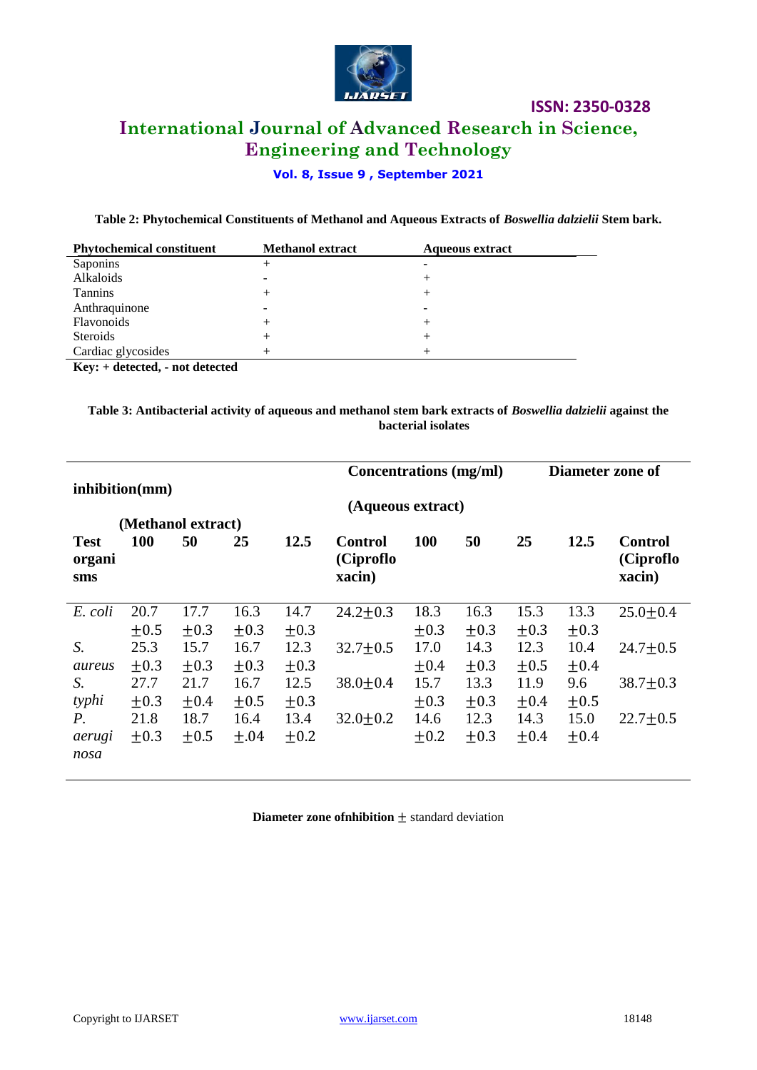**Table 2: Phytochemical Constituents of Methanol and Aqueous Extracts of *Boswellia dalzielii* Stem bark.**

| Phytochemical constituent | Methanol extract | Aqueous extract |
|---|---|---|
| Saponins | + | - |
| Alkaloids | - | + |
| Tannins | + | + |
| Anthraquinone | - | - |
| Flavonoids | + | + |
| Steroids | + | + |
| Cardiac glycosides | + | + |

**Key: + detected, - not detected**

**Table 3: Antibacterial activity of aqueous and methanol stem bark extracts of *Boswellia dalzielii* against the bacterial isolates**

| | Concentrations (mg/ml) Diameter zone of inhibition(mm) | | | | | | | | | |
|---|---|---|---|---|---|---|---|---|---|---|
| | (Methanol extract) | | | | | (Aqueous extract) | | | | |
| **Test organisms** | **100** | **50** | **25** | **12.5** | **Control (Ciprofloxacin)** | **100** | **50** | **25** | **12.5** | **Control (Ciprofloxacin)** |
| *E. coli* | 20.7 ±0.5 | 17.7 ±0.3 | 16.3 ±0.3 | 14.7 ±0.3 | 24.2±0.3 | 18.3 ±0.3 | 16.3 ±0.3 | 15.3 ±0.3 | 13.3 ±0.3 | 25.0±0.4 |
| *S. aureus* | 25.3 ±0.3 | 15.7 ±0.3 | 16.7 ±0.3 | 12.3 ±0.3 | 32.7±0.5 | 17.0 ±0.4 | 14.3 ±0.3 | 12.3 ±0.5 | 10.4 ±0.4 | 24.7±0.5 |
| *S. typhi* | 27.7 ±0.3 | 21.7 ±0.4 | 16.7 ±0.5 | 12.5 ±0.3 | 38.0±0.4 | 15.7 ±0.3 | 13.3 ±0.3 | 11.9 ±0.4 | 9.6 ±0.5 | 38.7±0.3 |
| *P. aeruginosa* | 21.8 ±0.3 | 18.7 ±0.5 | 16.4 ±.04 | 13.4 ±0.2 | 32.0±0.2 | 14.6 ±0.2 | 12.3 ±0.3 | 14.3 ±0.4 | 15.0 ±0.4 | 22.7±0.5 |

**Diameter zone ofnhibition** ± standard deviation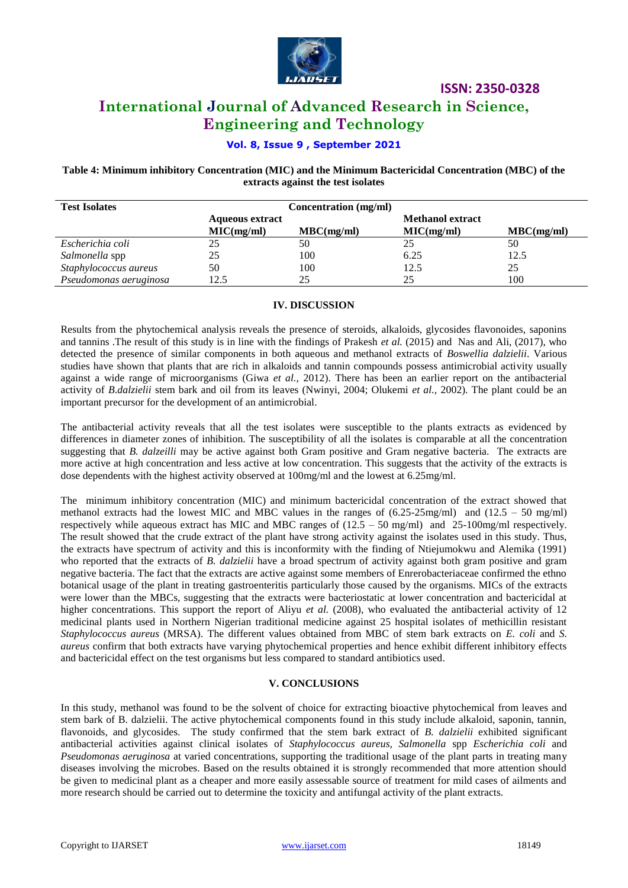**Table 4: Minimum inhibitory Concentration (MIC) and the Minimum Bactericidal Concentration (MBC) of the extracts against the test isolates**

| Test Isolates | Concentration (mg/ml) | | | |
|---|---|---|---|---|
| | Aqueous extract | | Methanol extract | |
| | MIC(mg/ml) | MBC(mg/ml) | MIC(mg/ml) | MBC(mg/ml) |
| *Escherichia coli* | 25 | 50 | 25 | 50 |
| *Salmonella* spp | 25 | 100 | 6.25 | 12.5 |
| *Staphylococcus aureus* | 50 | 100 | 12.5 | 25 |
| *Pseudomonas aeruginosa* | 12.5 | 25 | 25 | 100 |

## IV. DISCUSSION

Results from the phytochemical analysis reveals the presence of steroids, alkaloids, glycosides flavonoides, saponins and tannins .The result of this study is in line with the findings of Prakesh *et al.* (2015) and Nas and Ali, (2017), who detected the presence of similar components in both aqueous and methanol extracts of *Boswellia dalzielii*. Various studies have shown that plants that are rich in alkaloids and tannin compounds possess antimicrobial activity usually against a wide range of microorganisms (Giwa *et al.,* 2012). There has been an earlier report on the antibacterial activity of *B.dalzielii* stem bark and oil from its leaves (Nwinyi, 2004; Olukemi *et al.,* 2002). The plant could be an important precursor for the development of an antimicrobial.

The antibacterial activity reveals that all the test isolates were susceptible to the plants extracts as evidenced by differences in diameter zones of inhibition. The susceptibility of all the isolates is comparable at all the concentration suggesting that *B. dalzeilli* may be active against both Gram positive and Gram negative bacteria. The extracts are more active at high concentration and less active at low concentration. This suggests that the activity of the extracts is dose dependents with the highest activity observed at 100mg/ml and the lowest at 6.25mg/ml.

The minimum inhibitory concentration (MIC) and minimum bactericidal concentration of the extract showed that methanol extracts had the lowest MIC and MBC values in the ranges of (6.25-25mg/ml) and (12.5 – 50 mg/ml) respectively while aqueous extract has MIC and MBC ranges of (12.5 – 50 mg/ml) and 25-100mg/ml respectively. The result showed that the crude extract of the plant have strong activity against the isolates used in this study. Thus, the extracts have spectrum of activity and this is inconformity with the finding of Ntiejumokwu and Alemika (1991) who reported that the extracts of *B. dalzielii* have a broad spectrum of activity against both gram positive and gram negative bacteria. The fact that the extracts are active against some members of Enrerobacteriaceae confirmed the ethno botanical usage of the plant in treating gastroenteritis particularly those caused by the organisms. MICs of the extracts were lower than the MBCs, suggesting that the extracts were bacteriostatic at lower concentration and bactericidal at higher concentrations. This support the report of Aliyu *et al.* (2008), who evaluated the antibacterial activity of 12 medicinal plants used in Northern Nigerian traditional medicine against 25 hospital isolates of methicillin resistant *Staphylococcus aureus* (MRSA). The different values obtained from MBC of stem bark extracts on *E. coli* and *S. aureus* confirm that both extracts have varying phytochemical properties and hence exhibit different inhibitory effects and bactericidal effect on the test organisms but less compared to standard antibiotics used.

## V. CONCLUSIONS

In this study, methanol was found to be the solvent of choice for extracting bioactive phytochemical from leaves and stem bark of B. dalzielii. The active phytochemical components found in this study include alkaloid, saponin, tannin, flavonoids, and glycosides. The study confirmed that the stem bark extract of *B. dalzielii* exhibited significant antibacterial activities against clinical isolates of *Staphylococcus aureus, Salmonella* spp *Escherichia coli* and *Pseudomonas aeruginosa* at varied concentrations, supporting the traditional usage of the plant parts in treating many diseases involving the microbes. Based on the results obtained it is strongly recommended that more attention should be given to medicinal plant as a cheaper and more easily assessable source of treatment for mild cases of ailments and more research should be carried out to determine the toxicity and antifungal activity of the plant extracts.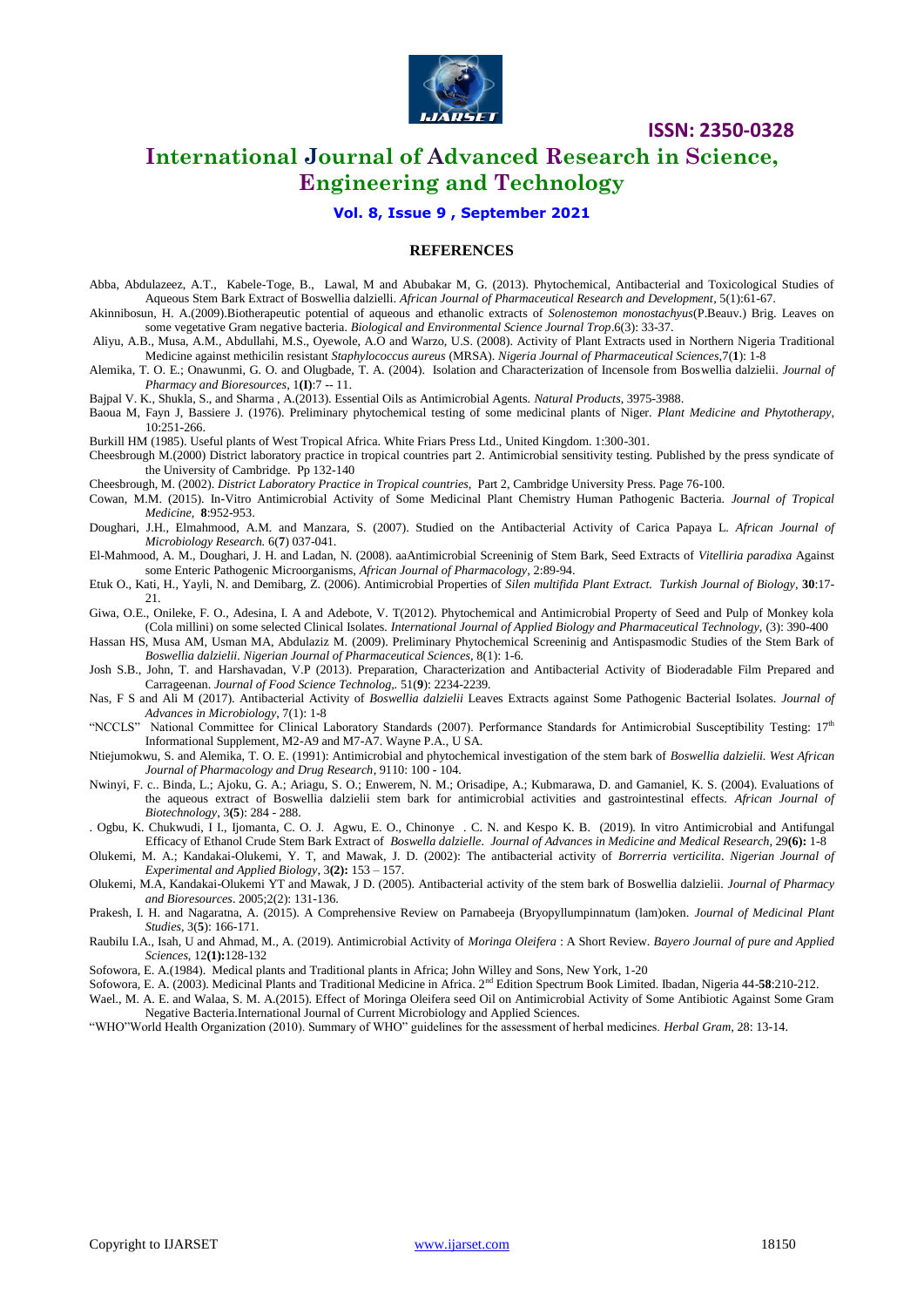## REFERENCES

Abba, Abdulazeez, A.T., Kabele-Toge, B., Lawal, M and Abubakar M, G. (2013). Phytochemical, Antibacterial and Toxicological Studies of Aqueous Stem Bark Extract of Boswellia dalzielli. *African Journal of Pharmaceutical Research and Development*, 5(1):61-67.

Akinnibosun, H. A.(2009).Biotherapeutic potential of aqueous and ethanolic extracts of *Solenostemon monostachyus*(P.Beauv.) Brig. Leaves on some vegetative Gram negative bacteria. *Biological and Environmental Science Journal Trop*.6(3): 33-37.

Aliyu, A.B., Musa, A.M., Abdullahi, M.S., Oyewole, A.O and Warzo, U.S. (2008). Activity of Plant Extracts used in Northern Nigeria Traditional Medicine against methicilin resistant *Staphylococcus aureus* (MRSA). *Nigeria Journal of Pharmaceutical Sciences*,7(**1**): 1-8

Alemika, T. O. E.; Onawunmi, G. O. and Olugbade, T. A. (2004). Isolation and Characterization of Incensole from Boswellia dalzielii. *Journal of Pharmacy and Bioresources*, 1(**I**):7 -- 11.

Bajpal V. K., Shukla, S., and Sharma , A.(2013). Essential Oils as Antimicrobial Agents. *Natural Products*, 3975-3988.

Baoua M, Fayn J, Bassiere J. (1976). Preliminary phytochemical testing of some medicinal plants of Niger. *Plant Medicine and Phytotherapy*, 10:251-266.

Burkill HM (1985). Useful plants of West Tropical Africa. White Friars Press Ltd., United Kingdom. 1:300-301.

Cheesbrough M.(2000) District laboratory practice in tropical countries part 2. Antimicrobial sensitivity testing. Published by the press syndicate of the University of Cambridge. Pp 132-140

Cheesbrough, M. (2002). *District Laboratory Practice in Tropical countries*, Part 2, Cambridge University Press. Page 76-100.

Cowan, M.M. (2015). In-Vitro Antimicrobial Activity of Some Medicinal Plant Chemistry Human Pathogenic Bacteria. *Journal of Tropical Medicine*, **8**:952-953.

Doughari, J.H., Elmahmood, A.M. and Manzara, S. (2007). Studied on the Antibacterial Activity of Carica Papaya L. *African Journal of Microbiology Research.* 6(**7**) 037-041.

El-Mahmood, A. M., Doughari, J. H. and Ladan, N. (2008). aaAntimicrobial Screeninig of Stem Bark, Seed Extracts of *Vitelliria paradixa* Against some Enteric Pathogenic Microorganisms, *African Journal of Pharmacology*, 2:89-94.

Etuk O., Kati, H., Yayli, N. and Demibarg, Z. (2006). Antimicrobial Properties of *Silen multifida Plant Extract. Turkish Journal of Biology*, **30**:17-21.

Giwa, O.E., Onileke, F. O., Adesina, I. A and Adebote, V. T(2012). Phytochemical and Antimicrobial Property of Seed and Pulp of Monkey kola (Cola millini) on some selected Clinical Isolates. *International Journal of Applied Biology and Pharmaceutical Technology*, (3): 390-400

Hassan HS, Musa AM, Usman MA, Abdulaziz M. (2009). Preliminary Phytochemical Screeninig and Antispasmodic Studies of the Stem Bark of *Boswellia dalzielii*. *Nigerian Journal of Pharmaceutical Sciences*, 8(1): 1-6.

Josh S.B., John, T. and Harshavadan, V.P (2013). Preparation, Characterization and Antibacterial Activity of Bioderadable Film Prepared and Carrageenan. *Journal of Food Science Technolog*,. 51(**9**): 2234-2239.

Nas, F S and Ali M (2017). Antibacterial Activity of *Boswellia dalzielii* Leaves Extracts against Some Pathogenic Bacterial Isolates. *Journal of Advances in Microbiology*, 7(1): 1-8

"NCCLS" National Committee for Clinical Laboratory Standards (2007). Performance Standards for Antimicrobial Susceptibility Testing: 17th Informational Supplement, M2-A9 and M7-A7. Wayne P.A., U SA.

Ntiejumokwu, S. and Alemika, T. O. E. (1991): Antimicrobial and phytochemical investigation of the stem bark of *Boswellia dalzielii. West African Journal of Pharmacology and Drug Research*, 9110: 100 - 104.

Nwinyi, F. c.. Binda, L.; Ajoku, G. A.; Ariagu, S. O.; Enwerem, N. M.; Orisadipe, A.; Kubmarawa, D. and Gamaniel, K. S. (2004). Evaluations of the aqueous extract of Boswellia dalzielii stem bark for antimicrobial activities and gastrointestinal effects. *African Journal of Biotechnology*, 3(**5**): 284 - 288.

. Ogbu, K. Chukwudi, I I., Ijomanta, C. O. J. Agwu, E. O., Chinonye . C. N. and Kespo K. B. (2019). In vitro Antimicrobial and Antifungal Efficacy of Ethanol Crude Stem Bark Extract of *Boswella dalzielle*. *Journal of Advances in Medicine and Medical Research*, 29**(6):** 1-8

Olukemi, M. A.; Kandakai-Olukemi, Y. T, and Mawak, J. D. (2002): The antibacterial activity of *Borrerria verticilita*. *Nigerian Journal of Experimental and Applied Biology*, 3**(2):** 153 – 157.

Olukemi, M.A, Kandakai-Olukemi YT and Mawak, J D. (2005). Antibacterial activity of the stem bark of Boswellia dalzielii. *Journal of Pharmacy and Bioresources*. 2005;2(2): 131-136.

Prakesh, I. H. and Nagaratna, A. (2015). A Comprehensive Review on Parnabeeja (Bryopyllumpinnatum (lam)oken. *Journal of Medicinal Plant Studies*, 3(**5**): 166-171.

Raubilu I.A., Isah, U and Ahmad, M., A. (2019). Antimicrobial Activity of *Moringa Oleifera* : A Short Review. *Bayero Journal of pure and Applied Sciences*, 12**(1):**128-132

Sofowora, E. A.(1984). Medical plants and Traditional plants in Africa; John Willey and Sons, New York, 1-20

Sofowora, E. A. (2003). Medicinal Plants and Traditional Medicine in Africa. 2nd Edition Spectrum Book Limited. Ibadan, Nigeria 44-**58**:210-212.

Wael., M. A. E. and Walaa, S. M. A.(2015). Effect of Moringa Oleifera seed Oil on Antimicrobial Activity of Some Antibiotic Against Some Gram Negative Bacteria.International Journal of Current Microbiology and Applied Sciences.

"WHO"World Health Organization (2010). Summary of WHO" guidelines for the assessment of herbal medicines. *Herbal Gram*, 28: 13-14.